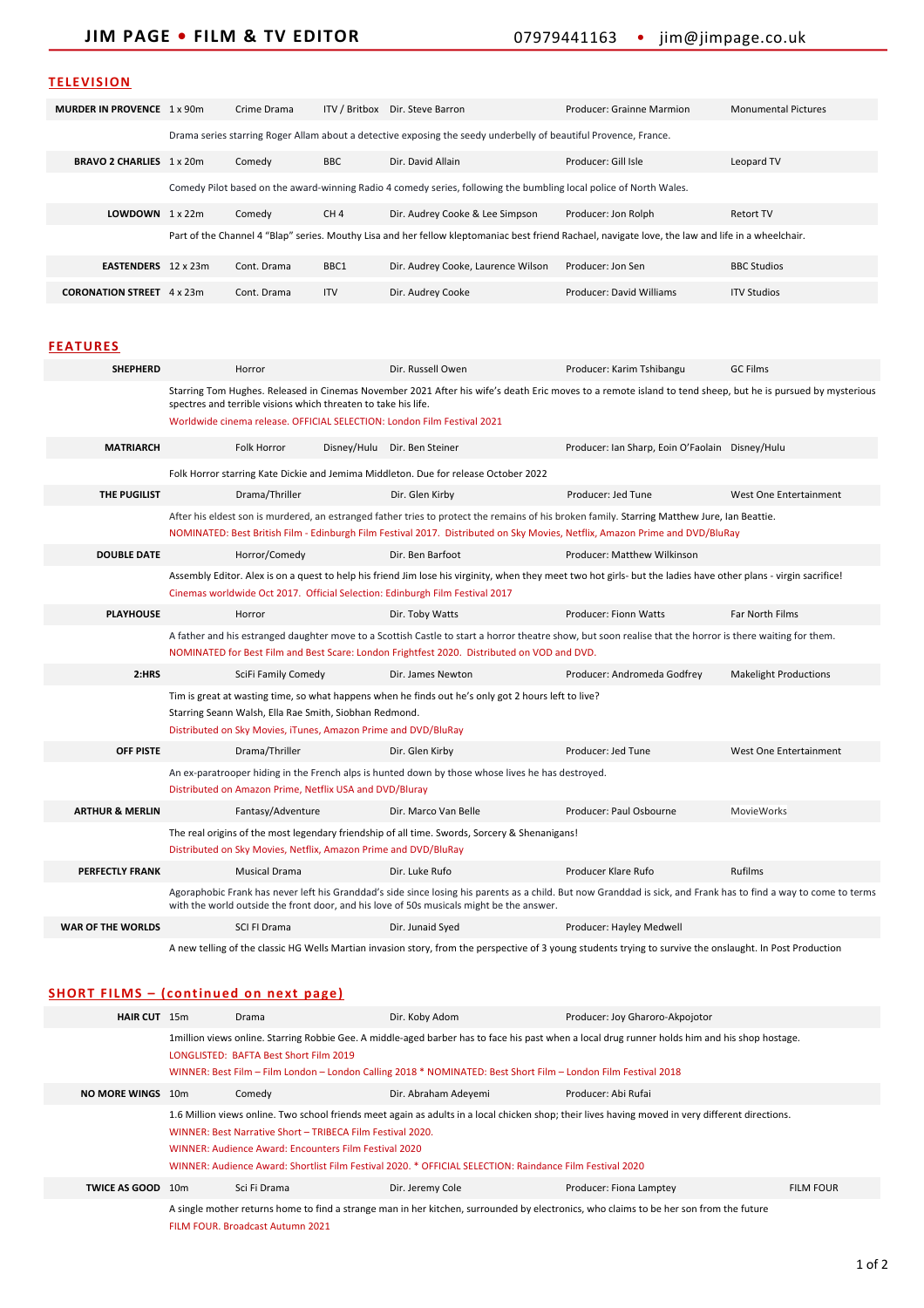# JIM PAGE • FILM & TV EDITOR

07979441163 • jim@jimpage.co.uk

## TELEVISION

| Title | Length | Genre | Broadcaster | Director | Producer | Company |
|---|---|---|---|---|---|---|
| **MURDER IN PROVENCE** | 1 x 90m | Crime Drama | ITV / Britbox | Dir. Steve Barron | Producer: Grainne Marmion | Monumental Pictures |
| | Drama series starring Roger Allam about a detective exposing the seedy underbelly of beautiful Provence, France. | | | | | |
| **BRAVO 2 CHARLIES** | 1 x 20m | Comedy | BBC | Dir. David Allain | Producer: Gill Isle | Leopard TV |
| | Comedy Pilot based on the award-winning Radio 4 comedy series, following the bumbling local police of North Wales. | | | | | |
| **LOWDOWN** | 1 x 22m | Comedy | CH 4 | Dir. Audrey Cooke & Lee Simpson | Producer: Jon Rolph | Retort TV |
| | Part of the Channel 4 "Blap" series. Mouthy Lisa and her fellow kleptomaniac best friend Rachael, navigate love, the law and life in a wheelchair. | | | | | |
| **EASTENDERS** | 12 x 23m | Cont. Drama | BBC1 | Dir. Audrey Cooke, Laurence Wilson | Producer: Jon Sen | BBC Studios |
| **CORONATION STREET** | 4 x 23m | Cont. Drama | ITV | Dir. Audrey Cooke | Producer: David Williams | ITV Studios |

## FEATURES

| Title | Genre | Distributor | Director | Producer | Company |
|---|---|---|---|---|---|
| **SHEPHERD** | Horror | | Dir. Russell Owen | Producer: Karim Tshibangu | GC Films |
| | Starring Tom Hughes. Released in Cinemas November 2021 After his wife's death Eric moves to a remote island to tend sheep, but he is pursued by mysterious spectres and terrible visions which threaten to take his life. Worldwide cinema release. OFFICIAL SELECTION: London Film Festival 2021 | | | | |
| **MATRIARCH** | Folk Horror | Disney/Hulu | Dir. Ben Steiner | Producer: Ian Sharp, Eoin O'Faolain | Disney/Hulu |
| | Folk Horror starring Kate Dickie and Jemima Middleton. Due for release October 2022 | | | | |
| **THE PUGILIST** | Drama/Thriller | | Dir. Glen Kirby | Producer: Jed Tune | West One Entertainment |
| | After his eldest son is murdered, an estranged father tries to protect the remains of his broken family. Starring Matthew Jure, Ian Beattie. NOMINATED: Best British Film - Edinburgh Film Festival 2017. Distributed on Sky Movies, Netflix, Amazon Prime and DVD/BluRay | | | | |
| **DOUBLE DATE** | Horror/Comedy | | Dir. Ben Barfoot | Producer: Matthew Wilkinson | |
| | Assembly Editor. Alex is on a quest to help his friend Jim lose his virginity, when they meet two hot girls- but the ladies have other plans - virgin sacrifice! Cinemas worldwide Oct 2017. Official Selection: Edinburgh Film Festival 2017 | | | | |
| **PLAYHOUSE** | Horror | | Dir. Toby Watts | Producer: Fionn Watts | Far North Films |
| | A father and his estranged daughter move to a Scottish Castle to start a horror theatre show, but soon realise that the horror is there waiting for them. NOMINATED for Best Film and Best Scare: London Frightfest 2020. Distributed on VOD and DVD. | | | | |
| **2:HRS** | SciFi Family Comedy | | Dir. James Newton | Producer: Andromeda Godfrey | Makelight Productions |
| | Tim is great at wasting time, so what happens when he finds out he's only got 2 hours left to live? Starring Seann Walsh, Ella Rae Smith, Siobhan Redmond. Distributed on Sky Movies, iTunes, Amazon Prime and DVD/BluRay | | | | |
| **OFF PISTE** | Drama/Thriller | | Dir. Glen Kirby | Producer: Jed Tune | West One Entertainment |
| | An ex-paratrooper hiding in the French alps is hunted down by those whose lives he has destroyed. Distributed on Amazon Prime, Netflix USA and DVD/Bluray | | | | |
| **ARTHUR & MERLIN** | Fantasy/Adventure | | Dir. Marco Van Belle | Producer: Paul Osbourne | MovieWorks |
| | The real origins of the most legendary friendship of all time. Swords, Sorcery & Shenanigans! Distributed on Sky Movies, Netflix, Amazon Prime and DVD/BluRay | | | | |
| **PERFECTLY FRANK** | Musical Drama | | Dir. Luke Rufo | Producer Klare Rufo | Rufilms |
| | Agoraphobic Frank has never left his Granddad's side since losing his parents as a child. But now Granddad is sick, and Frank has to find a way to come to terms with the world outside the front door, and his love of 50s musicals might be the answer. | | | | |
| **WAR OF THE WORLDS** | SCI FI Drama | | Dir. Junaid Syed | Producer: Hayley Medwell | |
| | A new telling of the classic HG Wells Martian invasion story, from the perspective of 3 young students trying to survive the onslaught. In Post Production | | | | |

## SHORT FILMS – (continued on next page)

| Title | Length | Genre | Director | Producer | Company |
|---|---|---|---|---|---|
| **HAIR CUT** | 15m | Drama | Dir. Koby Adom | Producer: Joy Gharoro-Akpojotor | |
| | 1million views online. Starring Robbie Gee. A middle-aged barber has to face his past when a local drug runner holds him and his shop hostage. LONGLISTED: BAFTA Best Short Film 2019. WINNER: Best Film – Film London – London Calling 2018 * NOMINATED: Best Short Film – London Film Festival 2018 | | | | |
| **NO MORE WINGS** | 10m | Comedy | Dir. Abraham Adeyemi | Producer: Abi Rufai | |
| | 1.6 Million views online. Two school friends meet again as adults in a local chicken shop; their lives having moved in very different directions. WINNER: Best Narrative Short – TRIBECA Film Festival 2020. WINNER: Audience Award: Encounters Film Festival 2020. WINNER: Audience Award: Shortlist Film Festival 2020. * OFFICIAL SELECTION: Raindance Film Festival 2020 | | | | |
| **TWICE AS GOOD** | 10m | Sci Fi Drama | Dir. Jeremy Cole | Producer: Fiona Lamptey | FILM FOUR |
| | A single mother returns home to find a strange man in her kitchen, surrounded by electronics, who claims to be her son from the future. FILM FOUR. Broadcast Autumn 2021 | | | | |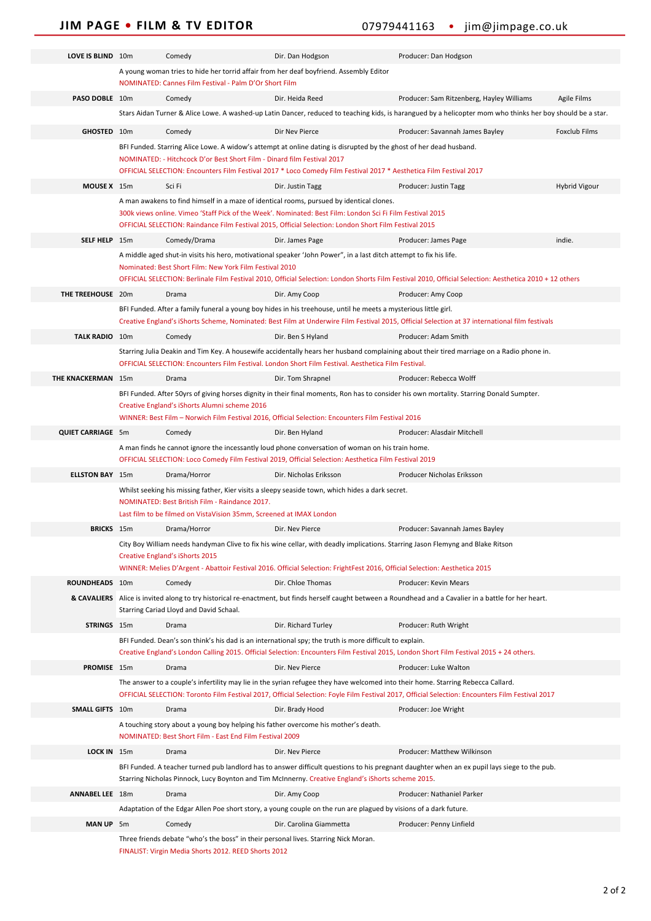## JIM PAGE • FILM & TV EDITOR

07979441163 • jim@jimpage.co.uk

| | | | | | |
|---|---|---|---|---|---|
| **LOVE IS BLIND** | 10m | Comedy | Dir. Dan Hodgson | Producer: Dan Hodgson | |
| | A young woman tries to hide her torrid affair from her deaf boyfriend. Assembly Editor<br>NOMINATED: Cannes Film Festival - Palm D'Or Short Film | | | | |
| **PASO DOBLE** | 10m | Comedy | Dir. Heida Reed | Producer: Sam Ritzenberg, Hayley Williams | Agile Films |
| | Stars Aidan Turner & Alice Lowe. A washed-up Latin Dancer, reduced to teaching kids, is harangued by a helicopter mom who thinks her boy should be a star. | | | | |
| **GHOSTED** | 10m | Comedy | Dir Nev Pierce | Producer: Savannah James Bayley | Foxclub Films |
| | BFI Funded. Starring Alice Lowe. A widow's attempt at online dating is disrupted by the ghost of her dead husband.<br>NOMINATED: - Hitchcock D'or Best Short Film - Dinard film Festival 2017<br>OFFICIAL SELECTION: Encounters Film Festival 2017 * Loco Comedy Film Festival 2017 * Aesthetica Film Festival 2017 | | | | |
| **MOUSE X** | 15m | Sci Fi | Dir. Justin Tagg | Producer: Justin Tagg | Hybrid Vigour |
| | A man awakens to find himself in a maze of identical rooms, pursued by identical clones.<br>300k views online. Vimeo 'Staff Pick of the Week'. Nominated: Best Film: London Sci Fi Film Festival 2015<br>OFFICIAL SELECTION: Raindance Film Festival 2015, Official Selection: London Short Film Festival 2015 | | | | |
| **SELF HELP** | 15m | Comedy/Drama | Dir. James Page | Producer: James Page | indie. |
| | A middle aged shut-in visits his hero, motivational speaker 'John Power", in a last ditch attempt to fix his life.<br>Nominated: Best Short Film: New York Film Festival 2010<br>OFFICIAL SELECTION: Berlinale Film Festival 2010, Official Selection: London Shorts Film Festival 2010, Official Selection: Aesthetica 2010 + 12 others | | | | |
| **THE TREEHOUSE** | 20m | Drama | Dir. Amy Coop | Producer: Amy Coop | |
| | BFI Funded. After a family funeral a young boy hides in his treehouse, until he meets a mysterious little girl.<br>Creative England's iShorts Scheme, Nominated: Best Film at Underwire Film Festival 2015, Official Selection at 37 international film festivals | | | | |
| **TALK RADIO** | 10m | Comedy | Dir. Ben S Hyland | Producer: Adam Smith | |
| | Starring Julia Deakin and Tim Key. A housewife accidentally hears her husband complaining about their tired marriage on a Radio phone in.<br>OFFICIAL SELECTION: Encounters Film Festival. London Short Film Festival. Aesthetica Film Festival. | | | | |
| **THE KNACKERMAN** | 15m | Drama | Dir. Tom Shrapnel | Producer: Rebecca Wolff | |
| | BFI Funded. After 50yrs of giving horses dignity in their final moments, Ron has to consider his own mortality. Starring Donald Sumpter.<br>Creative England's iShorts Alumni scheme 2016<br>WINNER: Best Film – Norwich Film Festival 2016, Official Selection: Encounters Film Festival 2016 | | | | |
| **QUIET CARRIAGE** | 5m | Comedy | Dir. Ben Hyland | Producer: Alasdair Mitchell | |
| | A man finds he cannot ignore the incessantly loud phone conversation of woman on his train home.<br>OFFICIAL SELECTION: Loco Comedy Film Festival 2019, Official Selection: Aesthetica Film Festival 2019 | | | | |
| **ELLSTON BAY** | 15m | Drama/Horror | Dir. Nicholas Eriksson | Producer Nicholas Eriksson | |
| | Whilst seeking his missing father, Kier visits a sleepy seaside town, which hides a dark secret.<br>NOMINATED: Best British Film - Raindance 2017.<br>Last film to be filmed on VistaVision 35mm, Screened at IMAX London | | | | |
| **BRICKS** | 15m | Drama/Horror | Dir. Nev Pierce | Producer: Savannah James Bayley | |
| | City Boy William needs handyman Clive to fix his wine cellar, with deadly implications. Starring Jason Flemyng and Blake Ritson<br>Creative England's iShorts 2015<br>WINNER: Melies D'Argent - Abattoir Festival 2016. Official Selection: FrightFest 2016, Official Selection: Aesthetica 2015 | | | | |
| **ROUNDHEADS** | 10m | Comedy | Dir. Chloe Thomas | Producer: Kevin Mears | |
| **& CAVALIERS** | Alice is invited along to try historical re-enactment, but finds herself caught between a Roundhead and a Cavalier in a battle for her heart.<br>Starring Cariad Lloyd and David Schaal. | | | | |
| **STRINGS** | 15m | Drama | Dir. Richard Turley | Producer: Ruth Wright | |
| | BFI Funded. Dean's son think's his dad is an international spy; the truth is more difficult to explain.<br>Creative England's London Calling 2015. Official Selection: Encounters Film Festival 2015, London Short Film Festival 2015 + 24 others. | | | | |
| **PROMISE** | 15m | Drama | Dir. Nev Pierce | Producer: Luke Walton | |
| | The answer to a couple's infertility may lie in the syrian refugee they have welcomed into their home. Starring Rebecca Callard.<br>OFFICIAL SELECTION: Toronto Film Festival 2017, Official Selection: Foyle Film Festival 2017, Official Selection: Encounters Film Festival 2017 | | | | |
| **SMALL GIFTS** | 10m | Drama | Dir. Brady Hood | Producer: Joe Wright | |
| | A touching story about a young boy helping his father overcome his mother's death.<br>NOMINATED: Best Short Film - East End Film Festival 2009 | | | | |
| **LOCK IN** | 15m | Drama | Dir. Nev Pierce | Producer: Matthew Wilkinson | |
| | BFI Funded. A teacher turned pub landlord has to answer difficult questions to his pregnant daughter when an ex pupil lays siege to the pub.<br>Starring Nicholas Pinnock, Lucy Boynton and Tim McInnerny. Creative England's iShorts scheme 2015. | | | | |
| **ANNABEL LEE** | 18m | Drama | Dir. Amy Coop | Producer: Nathaniel Parker | |
| | Adaptation of the Edgar Allen Poe short story, a young couple on the run are plagued by visions of a dark future. | | | | |
| **MAN UP** | 5m | Comedy | Dir. Carolina Giammetta | Producer: Penny Linfield | |
| | Three friends debate "who's the boss" in their personal lives. Starring Nick Moran.<br>FINALIST: Virgin Media Shorts 2012. REED Shorts 2012 | | | | |